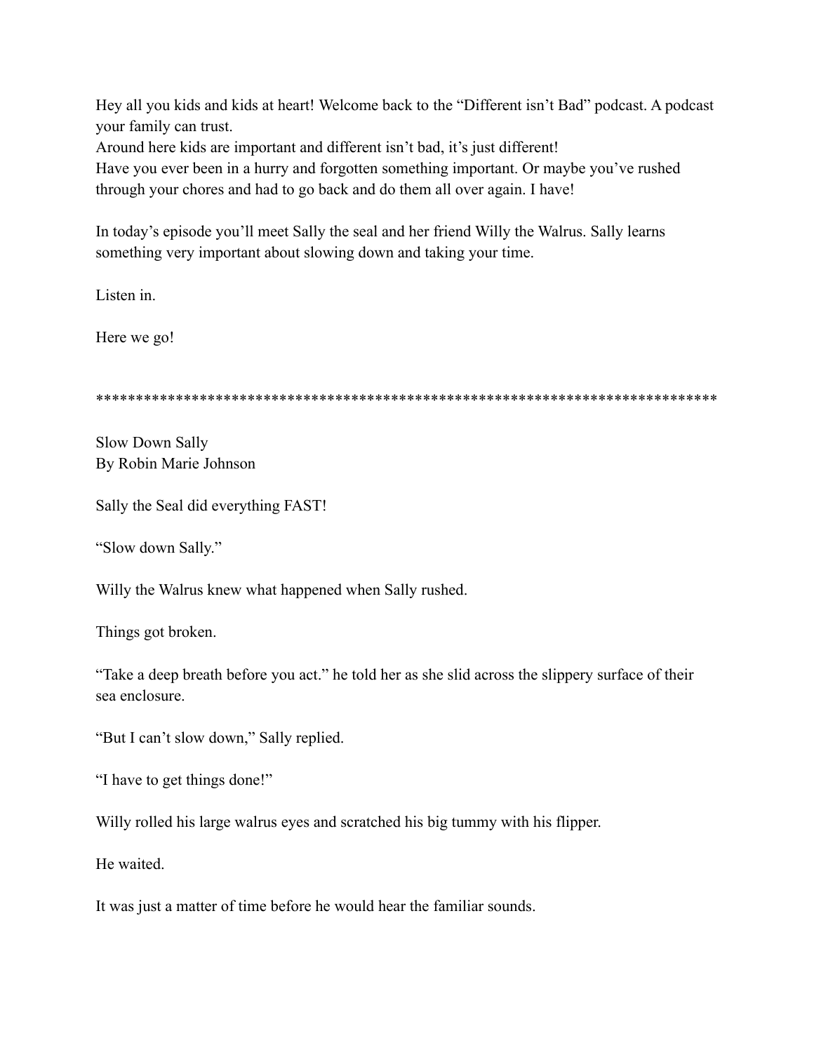Hey all you kids and kids at heart! Welcome back to the "Different isn't Bad" podcast. A podcast your family can trust.
Around here kids are important and different isn't bad, it's just different!
Have you ever been in a hurry and forgotten something important. Or maybe you've rushed through your chores and had to go back and do them all over again. I have!

In today's episode you'll meet Sally the seal and her friend Willy the Walrus. Sally learns something very important about slowing down and taking your time.

Listen in.

Here we go!

********************************************************************************

Slow Down Sally
By Robin Marie Johnson

Sally the Seal did everything FAST!

"Slow down Sally."

Willy the Walrus knew what happened when Sally rushed.

Things got broken.

"Take a deep breath before you act." he told her as she slid across the slippery surface of their sea enclosure.

"But I can't slow down," Sally replied.

"I have to get things done!"

Willy rolled his large walrus eyes and scratched his big tummy with his flipper.

He waited.

It was just a matter of time before he would hear the familiar sounds.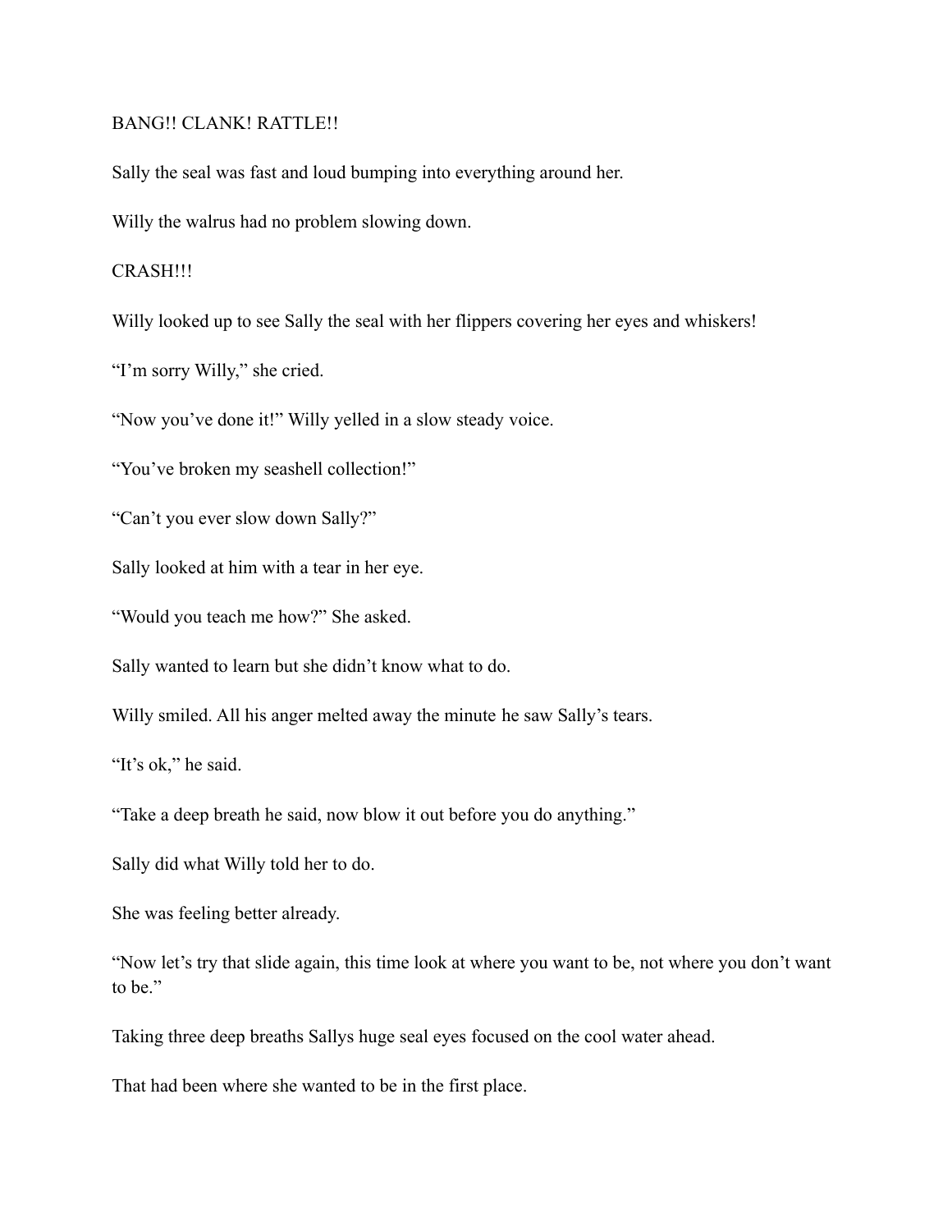BANG!! CLANK! RATTLE!!

Sally the seal was fast and loud bumping into everything around her.

Willy the walrus had no problem slowing down.

CRASH!!!

Willy looked up to see Sally the seal with her flippers covering her eyes and whiskers!

"I'm sorry Willy," she cried.

"Now you've done it!" Willy yelled in a slow steady voice.

"You've broken my seashell collection!"

"Can't you ever slow down Sally?"

Sally looked at him with a tear in her eye.

"Would you teach me how?" She asked.

Sally wanted to learn but she didn't know what to do.

Willy smiled. All his anger melted away the minute he saw Sally's tears.

"It's ok," he said.

"Take a deep breath he said, now blow it out before you do anything."

Sally did what Willy told her to do.

She was feeling better already.

"Now let's try that slide again, this time look at where you want to be, not where you don't want to be."

Taking three deep breaths Sallys huge seal eyes focused on the cool water ahead.

That had been where she wanted to be in the first place.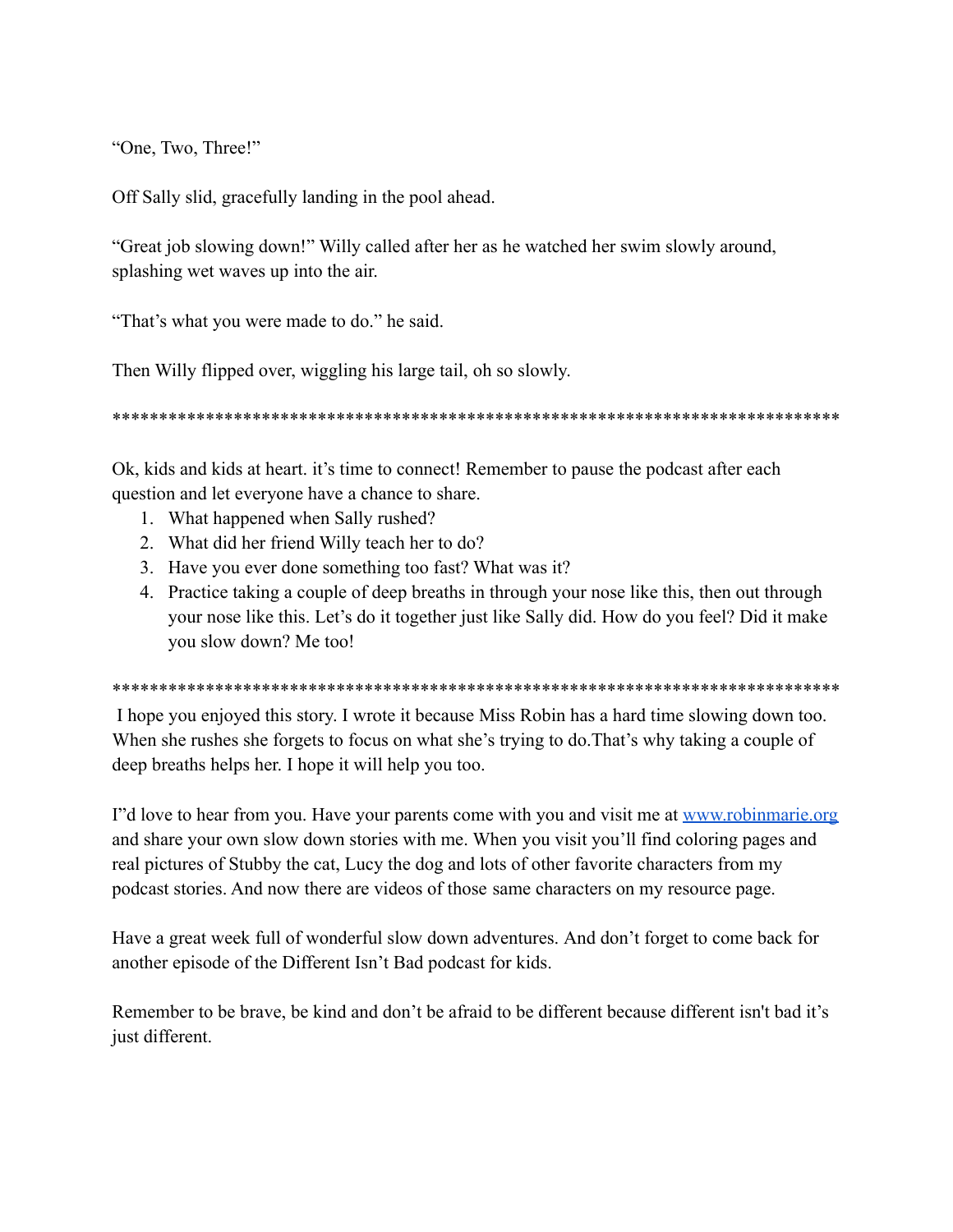"One, Two, Three!"

Off Sally slid, gracefully landing in the pool ahead.

"Great job slowing down!" Willy called after her as he watched her swim slowly around, splashing wet waves up into the air.

"That's what you were made to do." he said.

Then Willy flipped over, wiggling his large tail, oh so slowly.

********************************************************************************

Ok, kids and kids at heart. it's time to connect! Remember to pause the podcast after each question and let everyone have a chance to share.

1. What happened when Sally rushed?
2. What did her friend Willy teach her to do?
3. Have you ever done something too fast? What was it?
4. Practice taking a couple of deep breaths in through your nose like this, then out through your nose like this. Let's do it together just like Sally did. How do you feel? Did it make you slow down? Me too!

********************************************************************************

I hope you enjoyed this story. I wrote it because Miss Robin has a hard time slowing down too. When she rushes she forgets to focus on what she's trying to do.That's why taking a couple of deep breaths helps her. I hope it will help you too.

I"d love to hear from you. Have your parents come with you and visit me at [www.robinmarie.org](http://www.robinmarie.org) and share your own slow down stories with me. When you visit you'll find coloring pages and real pictures of Stubby the cat, Lucy the dog and lots of other favorite characters from my podcast stories. And now there are videos of those same characters on my resource page.

Have a great week full of wonderful slow down adventures. And don't forget to come back for another episode of the Different Isn't Bad podcast for kids.

Remember to be brave, be kind and don't be afraid to be different because different isn't bad it's just different.